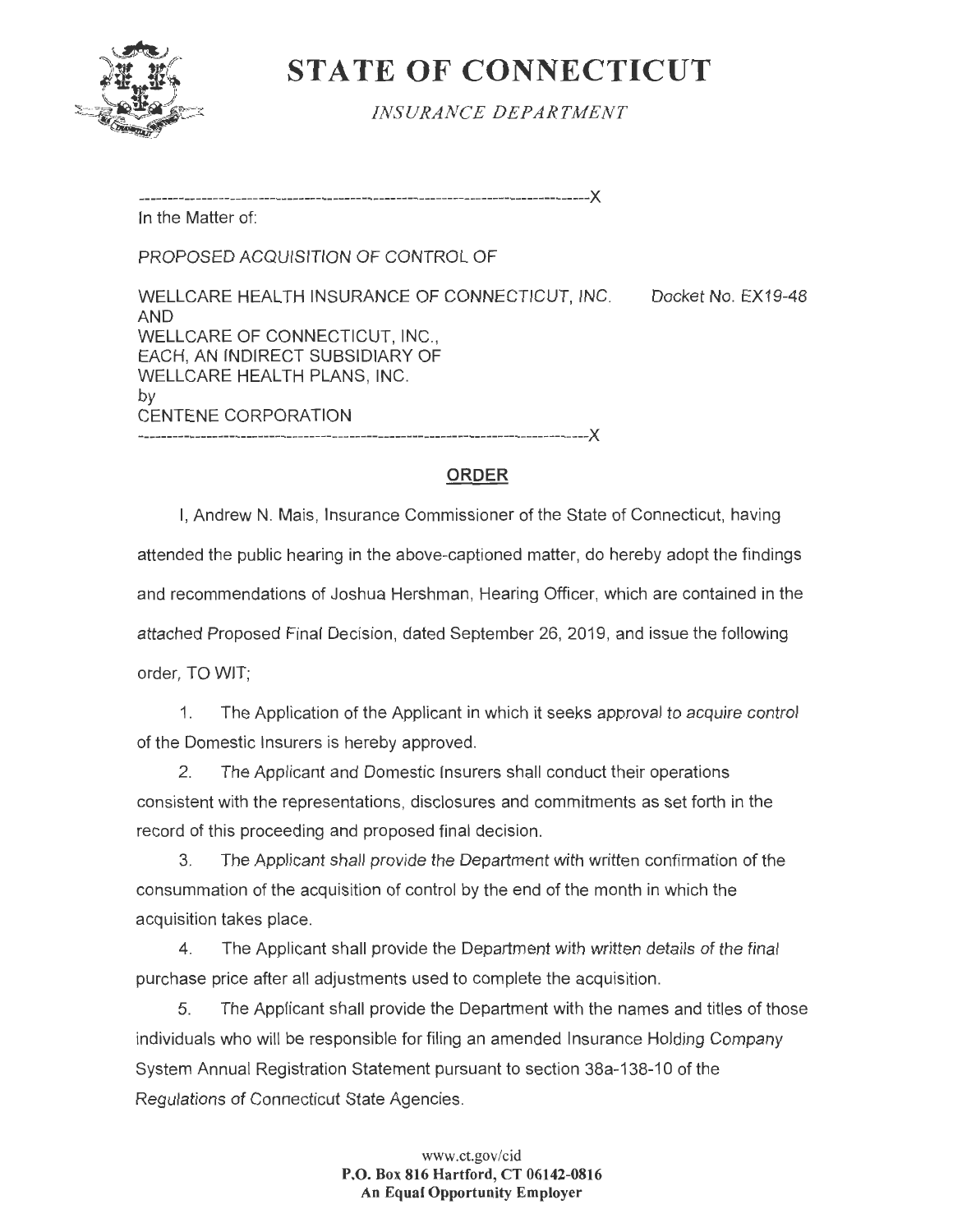# STATE OF CONNECTICUT

*INSURANCE DEPARTMENT*

---

In the Matter of:

PROPOSED ACQUISITION OF CONTROL OF

WELLCARE HEALTH INSURANCE OF CONNECTICUT, INC. AND WELLCARE OF CONNECTICUT, INC., EACH, AN INDIRECT SUBSIDIARY OF WELLCARE HEALTH PLANS, INC. by CENTENE CORPORATION

Docket No. EX19-48

---

## ORDER

I, Andrew N. Mais, Insurance Commissioner of the State of Connecticut, having attended the public hearing in the above-captioned matter, do hereby adopt the findings and recommendations of Joshua Hershman, Hearing Officer, which are contained in the attached Proposed Final Decision, dated September 26, 2019, and issue the following order, TO WIT;

1. The Application of the Applicant in which it seeks approval to acquire control of the Domestic Insurers is hereby approved.

2. The Applicant and Domestic Insurers shall conduct their operations consistent with the representations, disclosures and commitments as set forth in the record of this proceeding and proposed final decision.

3. The Applicant shall provide the Department with written confirmation of the consummation of the acquisition of control by the end of the month in which the acquisition takes place.

4. The Applicant shall provide the Department with written details of the final purchase price after all adjustments used to complete the acquisition.

5. The Applicant shall provide the Department with the names and titles of those individuals who will be responsible for filing an amended Insurance Holding Company System Annual Registration Statement pursuant to section 38a-138-10 of the *Regulations of Connecticut State Agencies*.

www.ct.gov/cid
**P.O. Box 816 Hartford, CT 06142-0816**
**An Equal Opportunity Employer**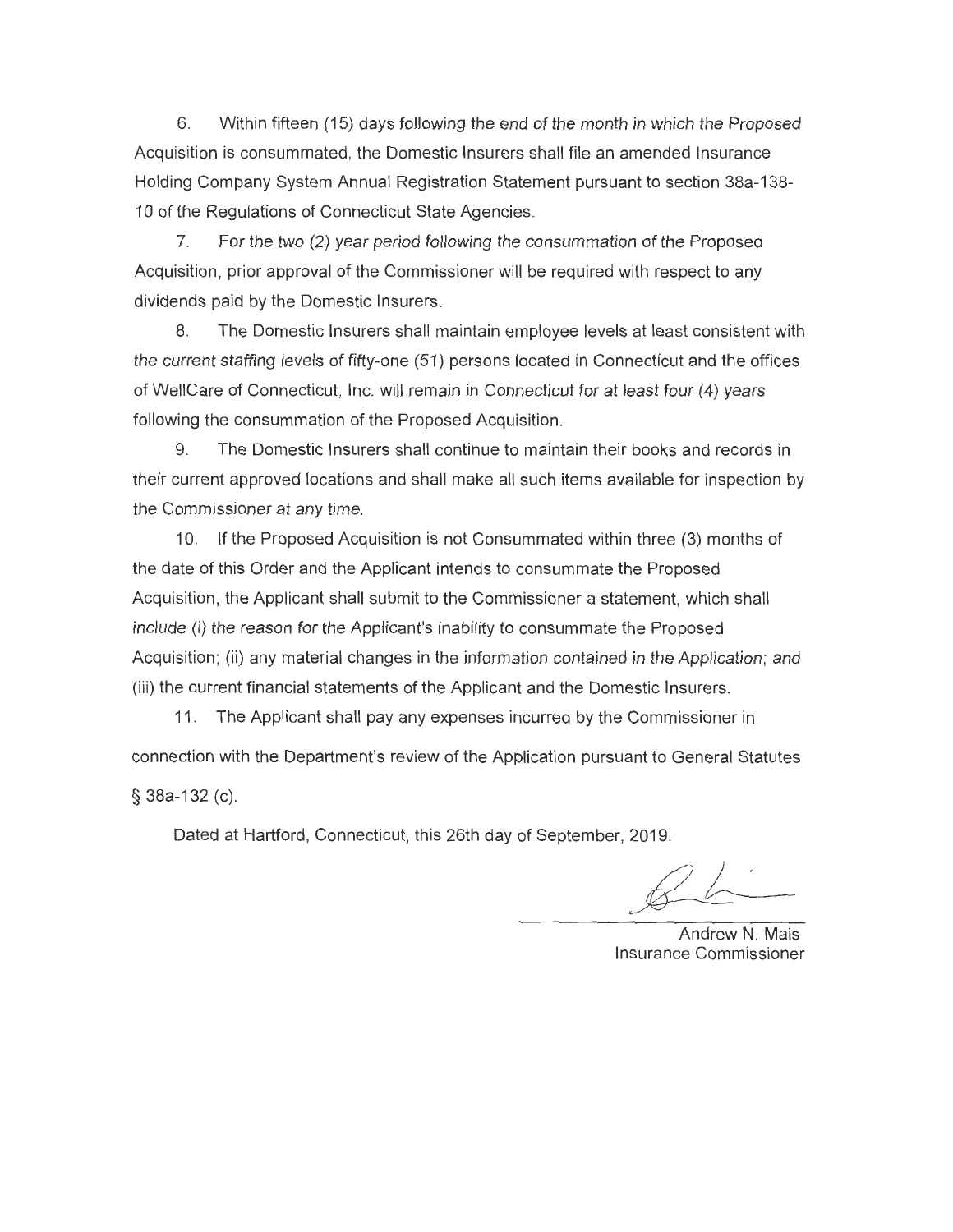6. Within fifteen (15) days following the end of the month in which the Proposed Acquisition is consummated, the Domestic Insurers shall file an amended Insurance Holding Company System Annual Registration Statement pursuant to section 38a-138-10 of the Regulations of Connecticut State Agencies.

7. For the two (2) year period following the consummation of the Proposed Acquisition, prior approval of the Commissioner will be required with respect to any dividends paid by the Domestic Insurers.

8. The Domestic Insurers shall maintain employee levels at least consistent with the current staffing levels of fifty-one (51) persons located in Connecticut and the offices of WellCare of Connecticut, Inc. will remain in Connecticut for at least four (4) years following the consummation of the Proposed Acquisition.

9. The Domestic Insurers shall continue to maintain their books and records in their current approved locations and shall make all such items available for inspection by the Commissioner at any time.

10. If the Proposed Acquisition is not Consummated within three (3) months of the date of this Order and the Applicant intends to consummate the Proposed Acquisition, the Applicant shall submit to the Commissioner a statement, which shall include (i) the reason for the Applicant's inability to consummate the Proposed Acquisition; (ii) any material changes in the information contained in the Application; and (iii) the current financial statements of the Applicant and the Domestic Insurers.

11. The Applicant shall pay any expenses incurred by the Commissioner in connection with the Department's review of the Application pursuant to General Statutes § 38a-132 (c).

Dated at Hartford, Connecticut, this 26th day of September, 2019.

Andrew N. Mais
Insurance Commissioner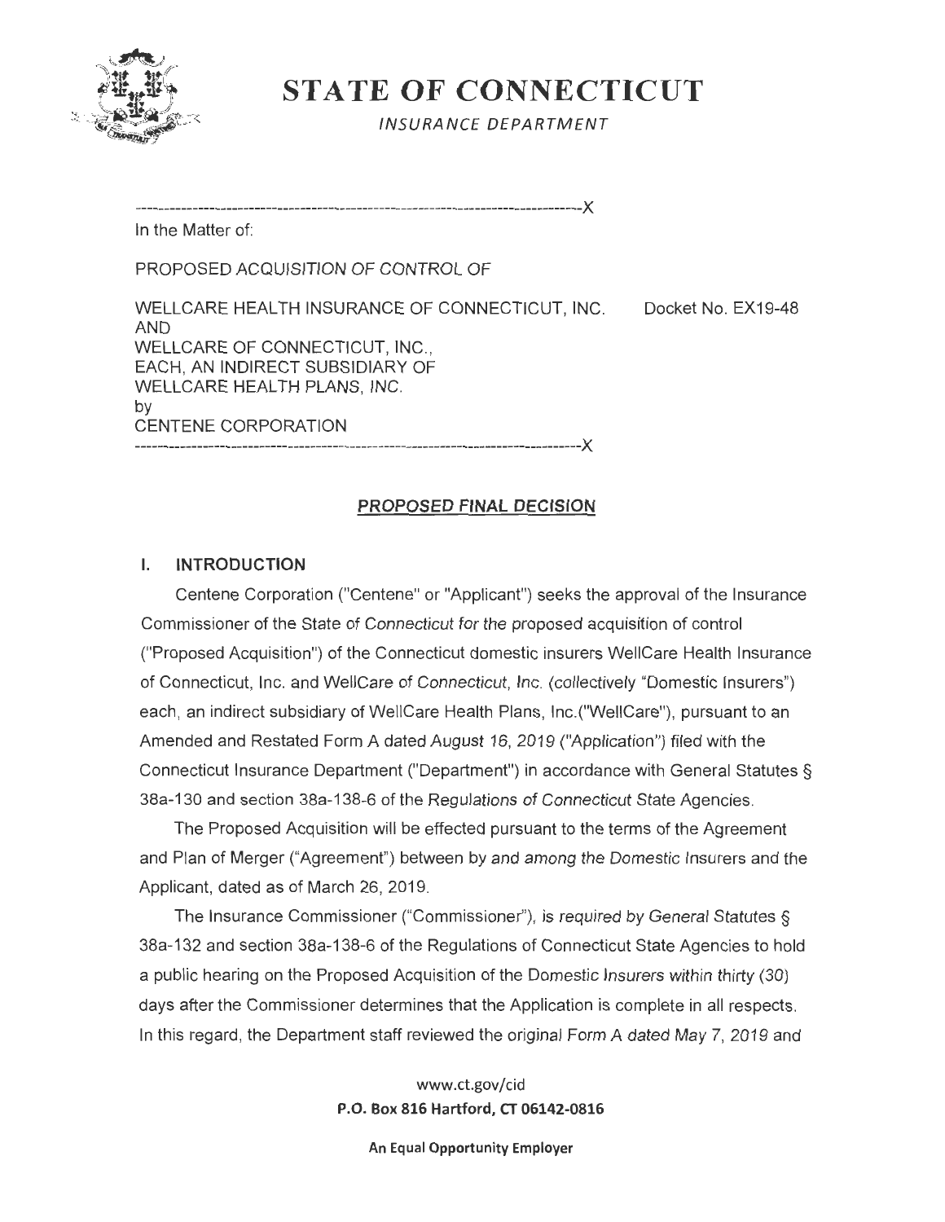# STATE OF CONNECTICUT

*INSURANCE DEPARTMENT*

---------------------------------------------------------------------------------X

In the Matter of:

PROPOSED ACQUISITION OF CONTROL OF

WELLCARE HEALTH INSURANCE OF CONNECTICUT, INC. AND WELLCARE OF CONNECTICUT, INC., EACH, AN INDIRECT SUBSIDIARY OF WELLCARE HEALTH PLANS, INC. by CENTENE CORPORATION

Docket No. EX19-48

---------------------------------------------------------------------------------X

## PROPOSED FINAL DECISION

### I. INTRODUCTION

Centene Corporation ("Centene" or "Applicant") seeks the approval of the Insurance Commissioner of the State of Connecticut for the proposed acquisition of control ("Proposed Acquisition") of the Connecticut domestic insurers WellCare Health Insurance of Connecticut, Inc. and WellCare of Connecticut, Inc. (collectively "Domestic Insurers") each, an indirect subsidiary of WellCare Health Plans, Inc.("WellCare"), pursuant to an Amended and Restated Form A dated August 16, 2019 ("Application") filed with the Connecticut Insurance Department ("Department") in accordance with General Statutes § 38a-130 and section 38a-138-6 of the Regulations of Connecticut State Agencies.

The Proposed Acquisition will be effected pursuant to the terms of the Agreement and Plan of Merger ("Agreement") between by and among the Domestic Insurers and the Applicant, dated as of March 26, 2019.

The Insurance Commissioner ("Commissioner"), is required by General Statutes § 38a-132 and section 38a-138-6 of the Regulations of Connecticut State Agencies to hold a public hearing on the Proposed Acquisition of the Domestic Insurers within thirty (30) days after the Commissioner determines that the Application is complete in all respects. In this regard, the Department staff reviewed the original Form A dated May 7, 2019 and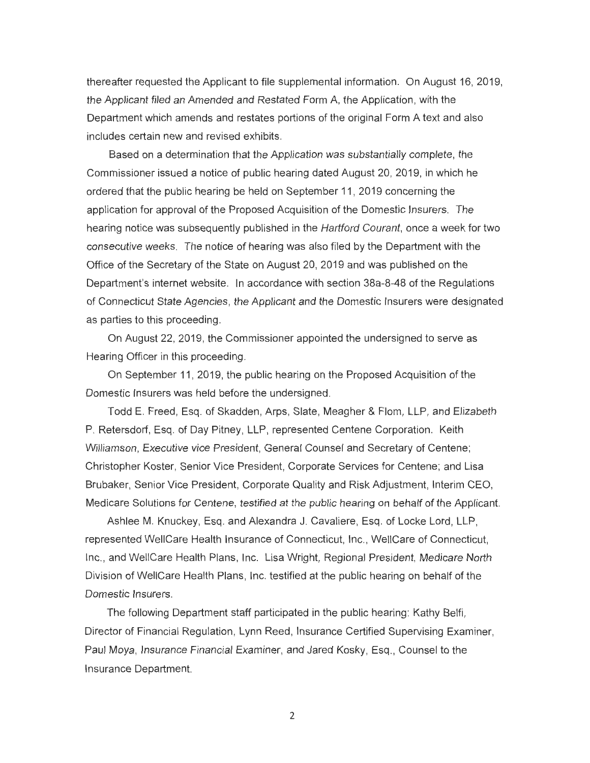thereafter requested the Applicant to file supplemental information. On August 16, 2019, the Applicant filed an Amended and Restated Form A, the Application, with the Department which amends and restates portions of the original Form A text and also includes certain new and revised exhibits.

Based on a determination that the Application was substantially complete, the Commissioner issued a notice of public hearing dated August 20, 2019, in which he ordered that the public hearing be held on September 11, 2019 concerning the application for approval of the Proposed Acquisition of the Domestic Insurers. The hearing notice was subsequently published in the *Hartford Courant*, once a week for two consecutive weeks. The notice of hearing was also filed by the Department with the Office of the Secretary of the State on August 20, 2019 and was published on the Department's internet website. In accordance with section 38a-8-48 of the Regulations of Connecticut State Agencies, the Applicant and the Domestic Insurers were designated as parties to this proceeding.

On August 22, 2019, the Commissioner appointed the undersigned to serve as Hearing Officer in this proceeding.

On September 11, 2019, the public hearing on the Proposed Acquisition of the Domestic Insurers was held before the undersigned.

Todd E. Freed, Esq. of Skadden, Arps, Slate, Meagher & Flom, LLP, and Elizabeth P. Retersdorf, Esq. of Day Pitney, LLP, represented Centene Corporation. Keith Williamson, Executive vice President, General Counsel and Secretary of Centene; Christopher Koster, Senior Vice President, Corporate Services for Centene; and Lisa Brubaker, Senior Vice President, Corporate Quality and Risk Adjustment, Interim CEO, Medicare Solutions for Centene, testified at the public hearing on behalf of the Applicant.

Ashlee M. Knuckey, Esq. and Alexandra J. Cavaliere, Esq. of Locke Lord, LLP, represented WellCare Health Insurance of Connecticut, Inc., WellCare of Connecticut, Inc., and WellCare Health Plans, Inc. Lisa Wright, Regional President, Medicare North Division of WellCare Health Plans, Inc. testified at the public hearing on behalf of the Domestic Insurers.

The following Department staff participated in the public hearing: Kathy Belfi, Director of Financial Regulation, Lynn Reed, Insurance Certified Supervising Examiner, Paul Moya, Insurance Financial Examiner, and Jared Kosky, Esq., Counsel to the Insurance Department.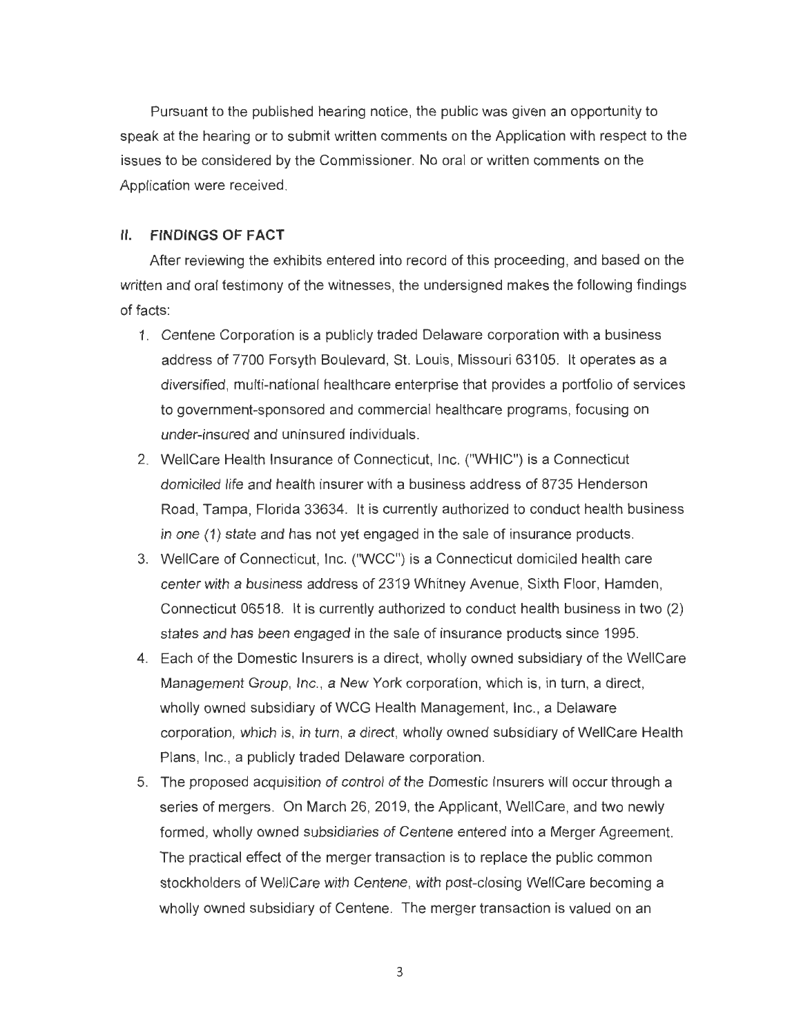Pursuant to the published hearing notice, the public was given an opportunity to speak at the hearing or to submit written comments on the Application with respect to the issues to be considered by the Commissioner. No oral or written comments on the Application were received.

## II. FINDINGS OF FACT

After reviewing the exhibits entered into record of this proceeding, and based on the written and oral testimony of the witnesses, the undersigned makes the following findings of facts:

1. Centene Corporation is a publicly traded Delaware corporation with a business address of 7700 Forsyth Boulevard, St. Louis, Missouri 63105. It operates as a diversified, multi-national healthcare enterprise that provides a portfolio of services to government-sponsored and commercial healthcare programs, focusing on under-insured and uninsured individuals.
2. WellCare Health Insurance of Connecticut, Inc. ("WHIC") is a Connecticut domiciled life and health insurer with a business address of 8735 Henderson Road, Tampa, Florida 33634. It is currently authorized to conduct health business in one (1) state and has not yet engaged in the sale of insurance products.
3. WellCare of Connecticut, Inc. ("WCC") is a Connecticut domiciled health care center with a business address of 2319 Whitney Avenue, Sixth Floor, Hamden, Connecticut 06518. It is currently authorized to conduct health business in two (2) states and has been engaged in the sale of insurance products since 1995.
4. Each of the Domestic Insurers is a direct, wholly owned subsidiary of the WellCare Management Group, Inc., a New York corporation, which is, in turn, a direct, wholly owned subsidiary of WCG Health Management, Inc., a Delaware corporation, which is, in turn, a direct, wholly owned subsidiary of WellCare Health Plans, Inc., a publicly traded Delaware corporation.
5. The proposed acquisition of control of the Domestic Insurers will occur through a series of mergers. On March 26, 2019, the Applicant, WellCare, and two newly formed, wholly owned subsidiaries of Centene entered into a Merger Agreement. The practical effect of the merger transaction is to replace the public common stockholders of WellCare with Centene, with post-closing WellCare becoming a wholly owned subsidiary of Centene. The merger transaction is valued on an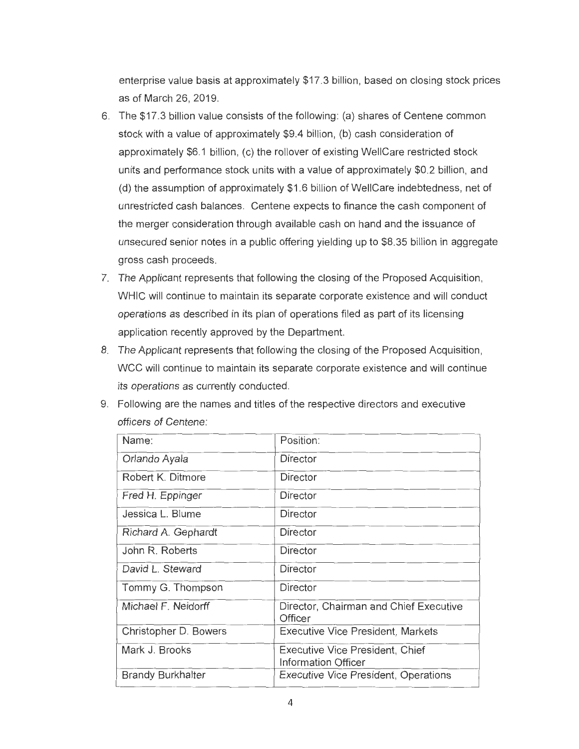enterprise value basis at approximately $17.3 billion, based on closing stock prices as of March 26, 2019.

6. The $17.3 billion value consists of the following: (a) shares of Centene common stock with a value of approximately $9.4 billion, (b) cash consideration of approximately $6.1 billion, (c) the rollover of existing WellCare restricted stock units and performance stock units with a value of approximately $0.2 billion, and (d) the assumption of approximately $1.6 billion of WellCare indebtedness, net of unrestricted cash balances. Centene expects to finance the cash component of the merger consideration through available cash on hand and the issuance of unsecured senior notes in a public offering yielding up to $8.35 billion in aggregate gross cash proceeds.
7. The Applicant represents that following the closing of the Proposed Acquisition, WHIC will continue to maintain its separate corporate existence and will conduct operations as described in its plan of operations filed as part of its licensing application recently approved by the Department.
8. The Applicant represents that following the closing of the Proposed Acquisition, WCC will continue to maintain its separate corporate existence and will continue its operations as currently conducted.
9. Following are the names and titles of the respective directors and executive officers of Centene:

| Name: | Position: |
|---|---|
| Orlando Ayala | Director |
| Robert K. Ditmore | Director |
| Fred H. Eppinger | Director |
| Jessica L. Blume | Director |
| Richard A. Gephardt | Director |
| John R. Roberts | Director |
| David L. Steward | Director |
| Tommy G. Thompson | Director |
| Michael F. Neidorff | Director, Chairman and Chief Executive Officer |
| Christopher D. Bowers | Executive Vice President, Markets |
| Mark J. Brooks | Executive Vice President, Chief Information Officer |
| Brandy Burkhalter | Executive Vice President, Operations |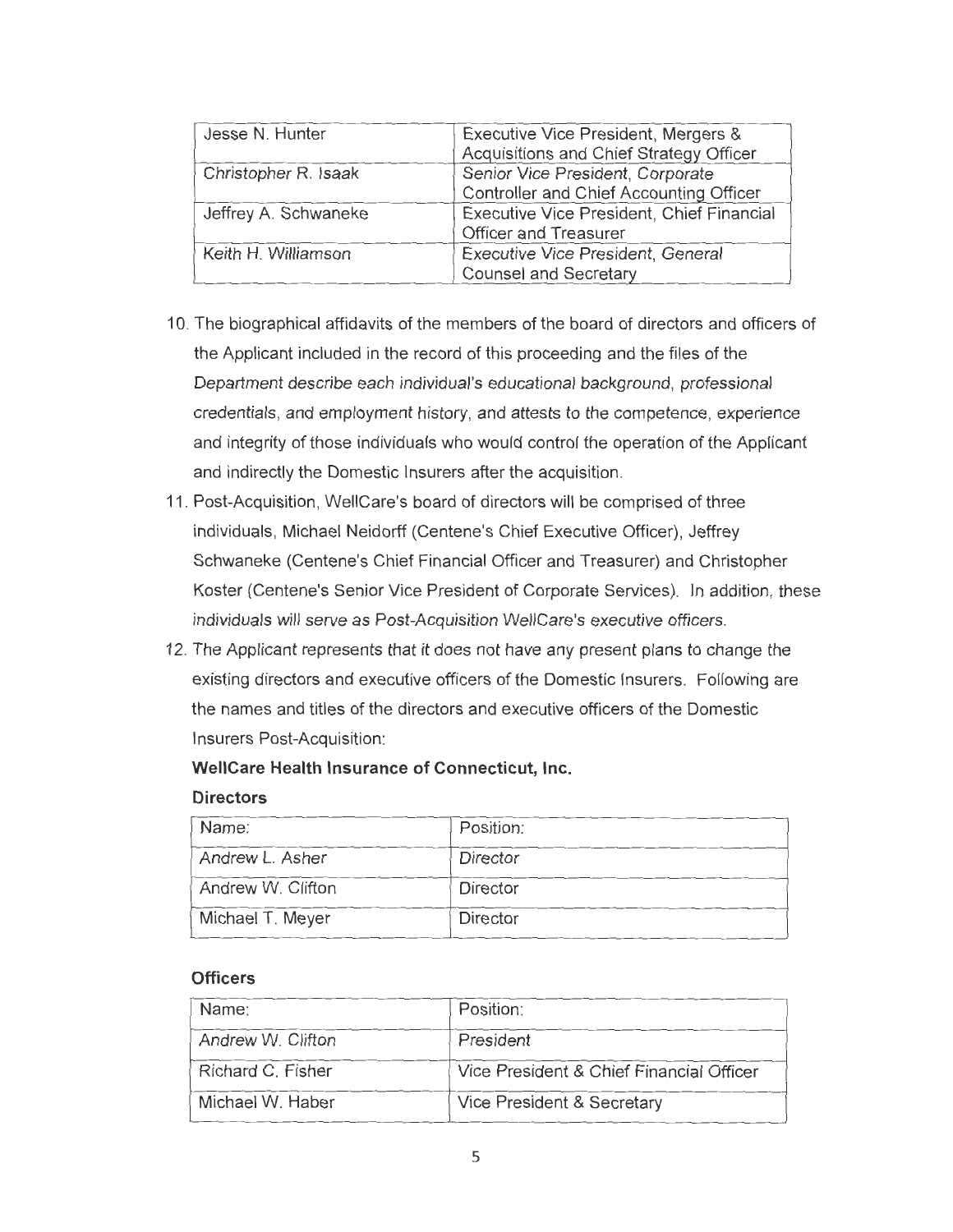| Jesse N. Hunter | Executive Vice President, Mergers & Acquisitions and Chief Strategy Officer |
|---|---|
| Christopher R. Isaak | Senior Vice President, Corporate Controller and Chief Accounting Officer |
| Jeffrey A. Schwaneke | Executive Vice President, Chief Financial Officer and Treasurer |
| Keith H. Williamson | Executive Vice President, General Counsel and Secretary |

10. The biographical affidavits of the members of the board of directors and officers of the Applicant included in the record of this proceeding and the files of the Department describe each individual's educational background, professional credentials, and employment history, and attests to the competence, experience and integrity of those individuals who would control the operation of the Applicant and indirectly the Domestic Insurers after the acquisition.
11. Post-Acquisition, WellCare's board of directors will be comprised of three individuals, Michael Neidorff (Centene's Chief Executive Officer), Jeffrey Schwaneke (Centene's Chief Financial Officer and Treasurer) and Christopher Koster (Centene's Senior Vice President of Corporate Services). In addition, these individuals will serve as Post-Acquisition WellCare's executive officers.
12. The Applicant represents that it does not have any present plans to change the existing directors and executive officers of the Domestic Insurers. Following are the names and titles of the directors and executive officers of the Domestic Insurers Post-Acquisition:

**WellCare Health Insurance of Connecticut, Inc.**

**Directors**

| Name: | Position: |
|---|---|
| Andrew L. Asher | Director |
| Andrew W. Clifton | Director |
| Michael T. Meyer | Director |

**Officers**

| Name: | Position: |
|---|---|
| Andrew W. Clifton | President |
| Richard C. Fisher | Vice President & Chief Financial Officer |
| Michael W. Haber | Vice President & Secretary |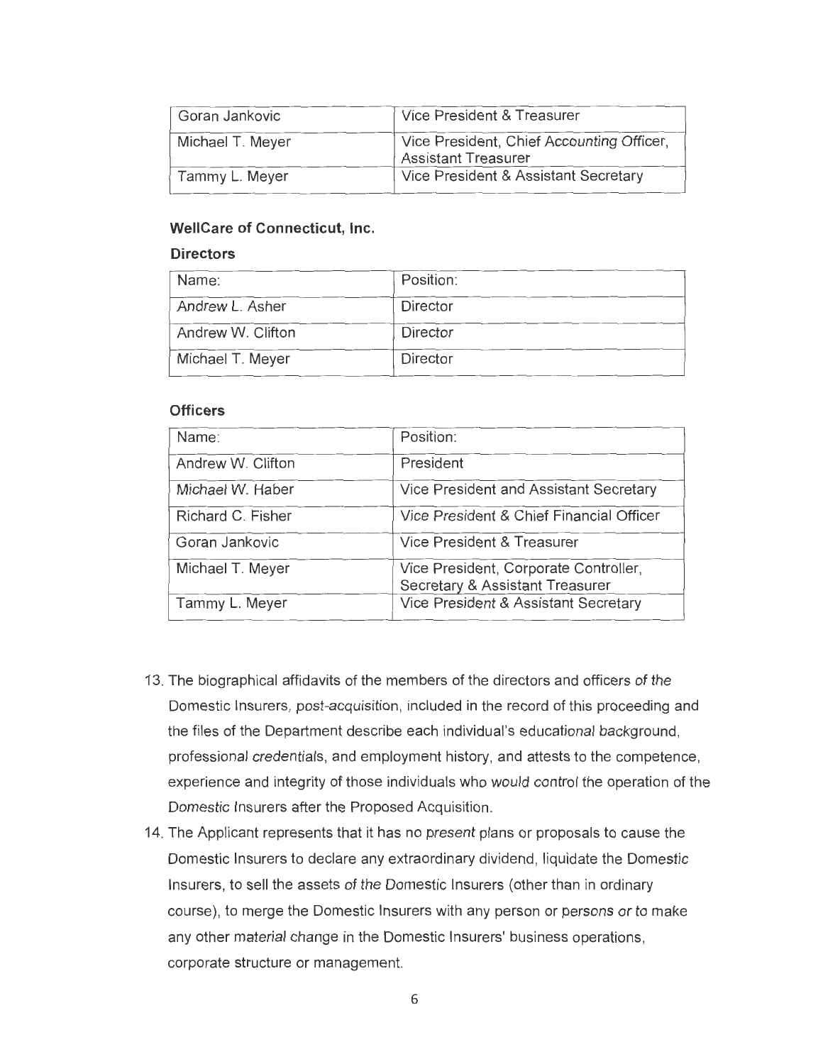| Goran Jankovic | Vice President & Treasurer |
|---|---|
| Michael T. Meyer | Vice President, Chief Accounting Officer, Assistant Treasurer |
| Tammy L. Meyer | Vice President & Assistant Secretary |

**WellCare of Connecticut, Inc.**

**Directors**

| Name: | Position: |
|---|---|
| Andrew L. Asher | Director |
| Andrew W. Clifton | Director |
| Michael T. Meyer | Director |

**Officers**

| Name: | Position: |
|---|---|
| Andrew W. Clifton | President |
| Michael W. Haber | Vice President and Assistant Secretary |
| Richard C. Fisher | Vice President & Chief Financial Officer |
| Goran Jankovic | Vice President & Treasurer |
| Michael T. Meyer | Vice President, Corporate Controller, Secretary & Assistant Treasurer |
| Tammy L. Meyer | Vice President & Assistant Secretary |

13. The biographical affidavits of the members of the directors and officers of the Domestic Insurers, post-acquisition, included in the record of this proceeding and the files of the Department describe each individual's educational background, professional credentials, and employment history, and attests to the competence, experience and integrity of those individuals who would control the operation of the Domestic Insurers after the Proposed Acquisition.
14. The Applicant represents that it has no present plans or proposals to cause the Domestic Insurers to declare any extraordinary dividend, liquidate the Domestic Insurers, to sell the assets of the Domestic Insurers (other than in ordinary course), to merge the Domestic Insurers with any person or persons or to make any other material change in the Domestic Insurers' business operations, corporate structure or management.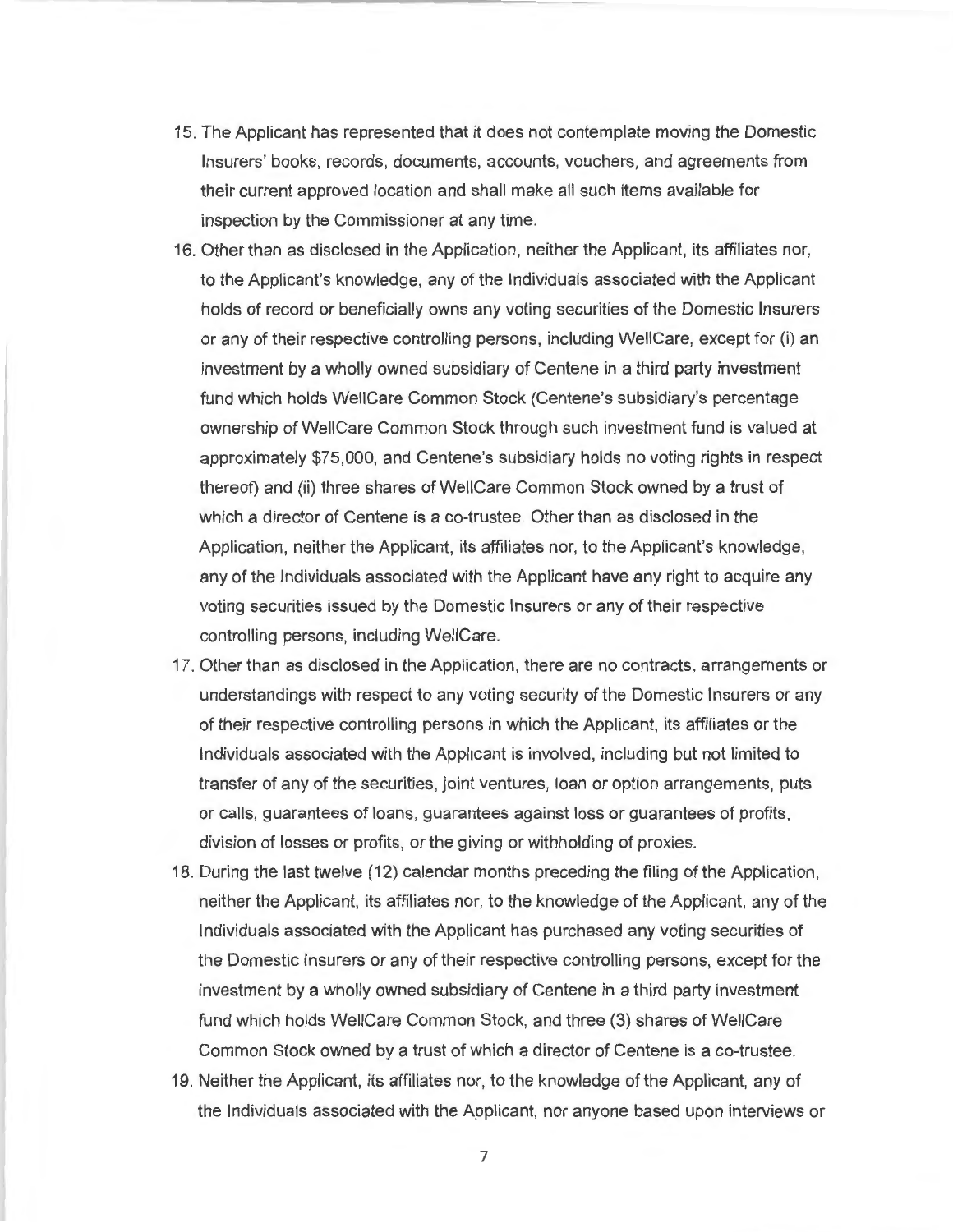15. The Applicant has represented that it does not contemplate moving the Domestic Insurers' books, records, documents, accounts, vouchers, and agreements from their current approved location and shall make all such items available for inspection by the Commissioner at any time.
16. Other than as disclosed in the Application, neither the Applicant, its affiliates nor, to the Applicant's knowledge, any of the Individuals associated with the Applicant holds of record or beneficially owns any voting securities of the Domestic Insurers or any of their respective controlling persons, including WellCare, except for (i) an investment by a wholly owned subsidiary of Centene in a third party investment fund which holds WellCare Common Stock (Centene's subsidiary's percentage ownership of WellCare Common Stock through such investment fund is valued at approximately $75,000, and Centene's subsidiary holds no voting rights in respect thereof) and (ii) three shares of WellCare Common Stock owned by a trust of which a director of Centene is a co-trustee. Other than as disclosed in the Application, neither the Applicant, its affiliates nor, to the Applicant's knowledge, any of the Individuals associated with the Applicant have any right to acquire any voting securities issued by the Domestic Insurers or any of their respective controlling persons, including WellCare.
17. Other than as disclosed in the Application, there are no contracts, arrangements or understandings with respect to any voting security of the Domestic Insurers or any of their respective controlling persons in which the Applicant, its affiliates or the Individuals associated with the Applicant is involved, including but not limited to transfer of any of the securities, joint ventures, loan or option arrangements, puts or calls, guarantees of loans, guarantees against loss or guarantees of profits, division of losses or profits, or the giving or withholding of proxies.
18. During the last twelve (12) calendar months preceding the filing of the Application, neither the Applicant, its affiliates nor, to the knowledge of the Applicant, any of the Individuals associated with the Applicant has purchased any voting securities of the Domestic Insurers or any of their respective controlling persons, except for the investment by a wholly owned subsidiary of Centene in a third party investment fund which holds WellCare Common Stock, and three (3) shares of WellCare Common Stock owned by a trust of which a director of Centene is a co-trustee.
19. Neither the Applicant, its affiliates nor, to the knowledge of the Applicant, any of the Individuals associated with the Applicant, nor anyone based upon interviews or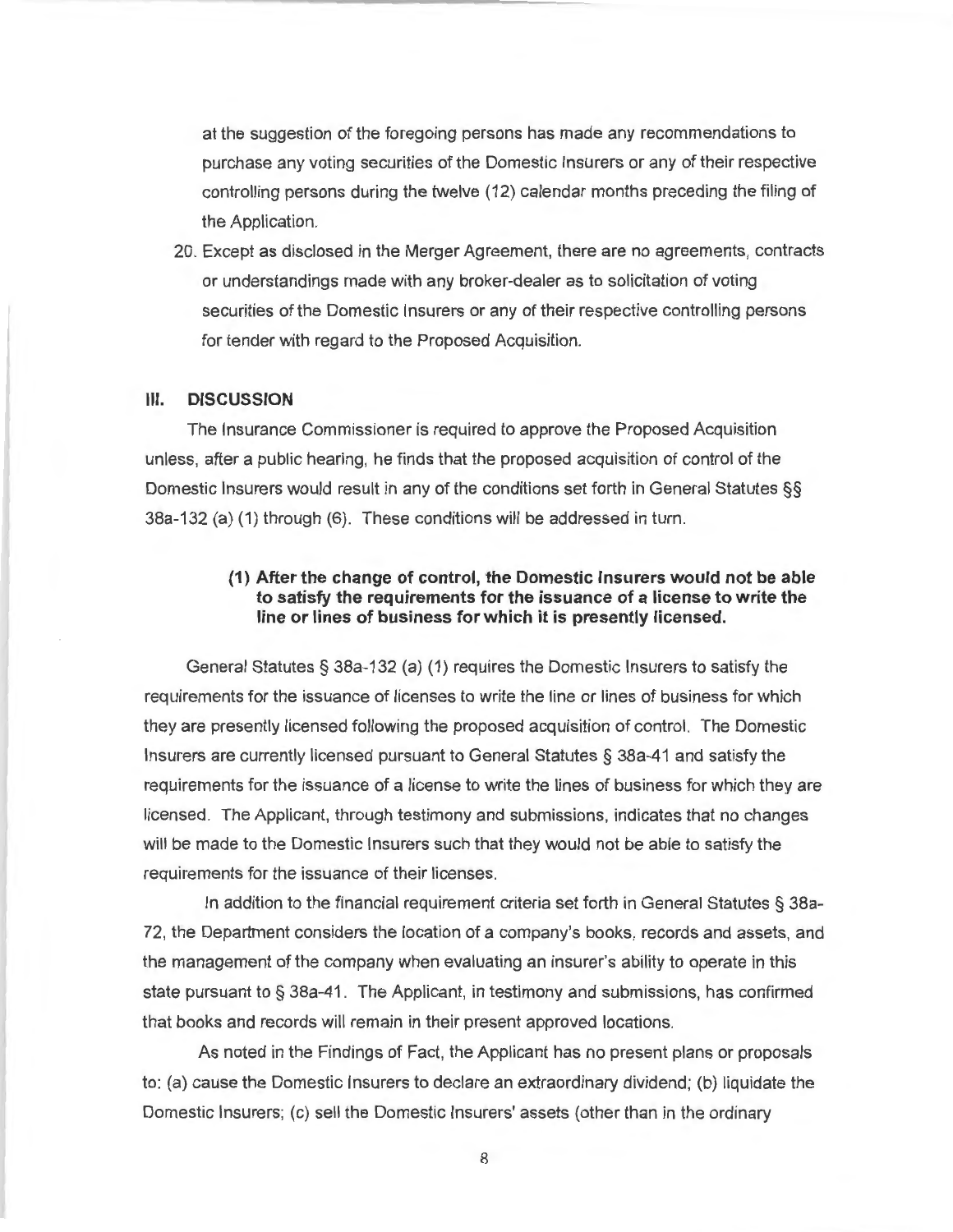at the suggestion of the foregoing persons has made any recommendations to purchase any voting securities of the Domestic Insurers or any of their respective controlling persons during the twelve (12) calendar months preceding the filing of the Application.

20. Except as disclosed in the Merger Agreement, there are no agreements, contracts or understandings made with any broker-dealer as to solicitation of voting securities of the Domestic Insurers or any of their respective controlling persons for tender with regard to the Proposed Acquisition.

## III. DISCUSSION

The Insurance Commissioner is required to approve the Proposed Acquisition unless, after a public hearing, he finds that the proposed acquisition of control of the Domestic Insurers would result in any of the conditions set forth in General Statutes §§ 38a-132 (a) (1) through (6). These conditions will be addressed in turn.

### (1) After the change of control, the Domestic Insurers would not be able to satisfy the requirements for the issuance of a license to write the line or lines of business for which it is presently licensed.

General Statutes § 38a-132 (a) (1) requires the Domestic Insurers to satisfy the requirements for the issuance of licenses to write the line or lines of business for which they are presently licensed following the proposed acquisition of control. The Domestic Insurers are currently licensed pursuant to General Statutes § 38a-41 and satisfy the requirements for the issuance of a license to write the lines of business for which they are licensed. The Applicant, through testimony and submissions, indicates that no changes will be made to the Domestic Insurers such that they would not be able to satisfy the requirements for the issuance of their licenses.

In addition to the financial requirement criteria set forth in General Statutes § 38a-72, the Department considers the location of a company's books, records and assets, and the management of the company when evaluating an insurer's ability to operate in this state pursuant to § 38a-41. The Applicant, in testimony and submissions, has confirmed that books and records will remain in their present approved locations.

As noted in the Findings of Fact, the Applicant has no present plans or proposals to: (a) cause the Domestic Insurers to declare an extraordinary dividend; (b) liquidate the Domestic Insurers; (c) sell the Domestic Insurers' assets (other than in the ordinary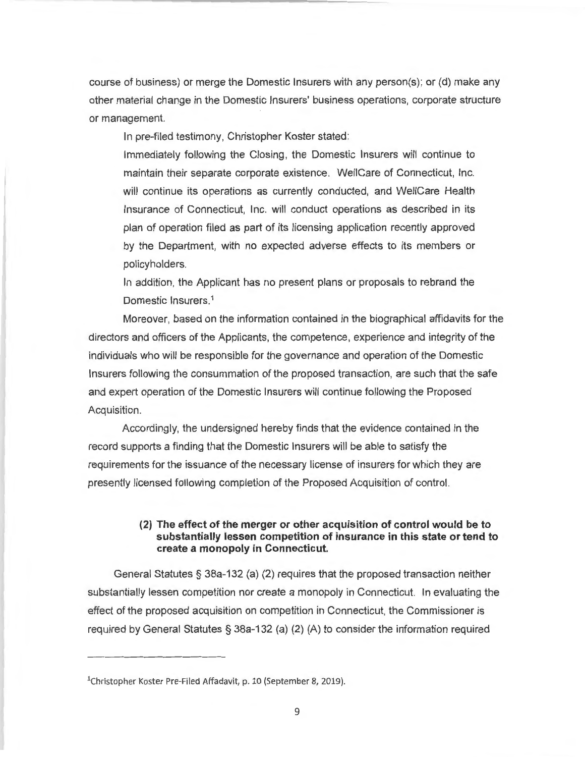course of business) or merge the Domestic Insurers with any person(s); or (d) make any other material change in the Domestic Insurers' business operations, corporate structure or management.

In pre-filed testimony, Christopher Koster stated:

> Immediately following the Closing, the Domestic Insurers will continue to maintain their separate corporate existence. WellCare of Connecticut, Inc. will continue its operations as currently conducted, and WellCare Health Insurance of Connecticut, Inc. will conduct operations as described in its plan of operation filed as part of its licensing application recently approved by the Department, with no expected adverse effects to its members or policyholders.
>
> In addition, the Applicant has no present plans or proposals to rebrand the Domestic Insurers.[1]

Moreover, based on the information contained in the biographical affidavits for the directors and officers of the Applicants, the competence, experience and integrity of the individuals who will be responsible for the governance and operation of the Domestic Insurers following the consummation of the proposed transaction, are such that the safe and expert operation of the Domestic Insurers will continue following the Proposed Acquisition.

Accordingly, the undersigned hereby finds that the evidence contained in the record supports a finding that the Domestic Insurers will be able to satisfy the requirements for the issuance of the necessary license of insurers for which they are presently licensed following completion of the Proposed Acquisition of control.

**(2) The effect of the merger or other acquisition of control would be to substantially lessen competition of insurance in this state or tend to create a monopoly in Connecticut.**

General Statutes § 38a-132 (a) (2) requires that the proposed transaction neither substantially lessen competition nor create a monopoly in Connecticut. In evaluating the effect of the proposed acquisition on competition in Connecticut, the Commissioner is required by General Statutes § 38a-132 (a) (2) (A) to consider the information required

---

[1] Christopher Koster Pre-Filed Affadavit, p. 10 (September 8, 2019).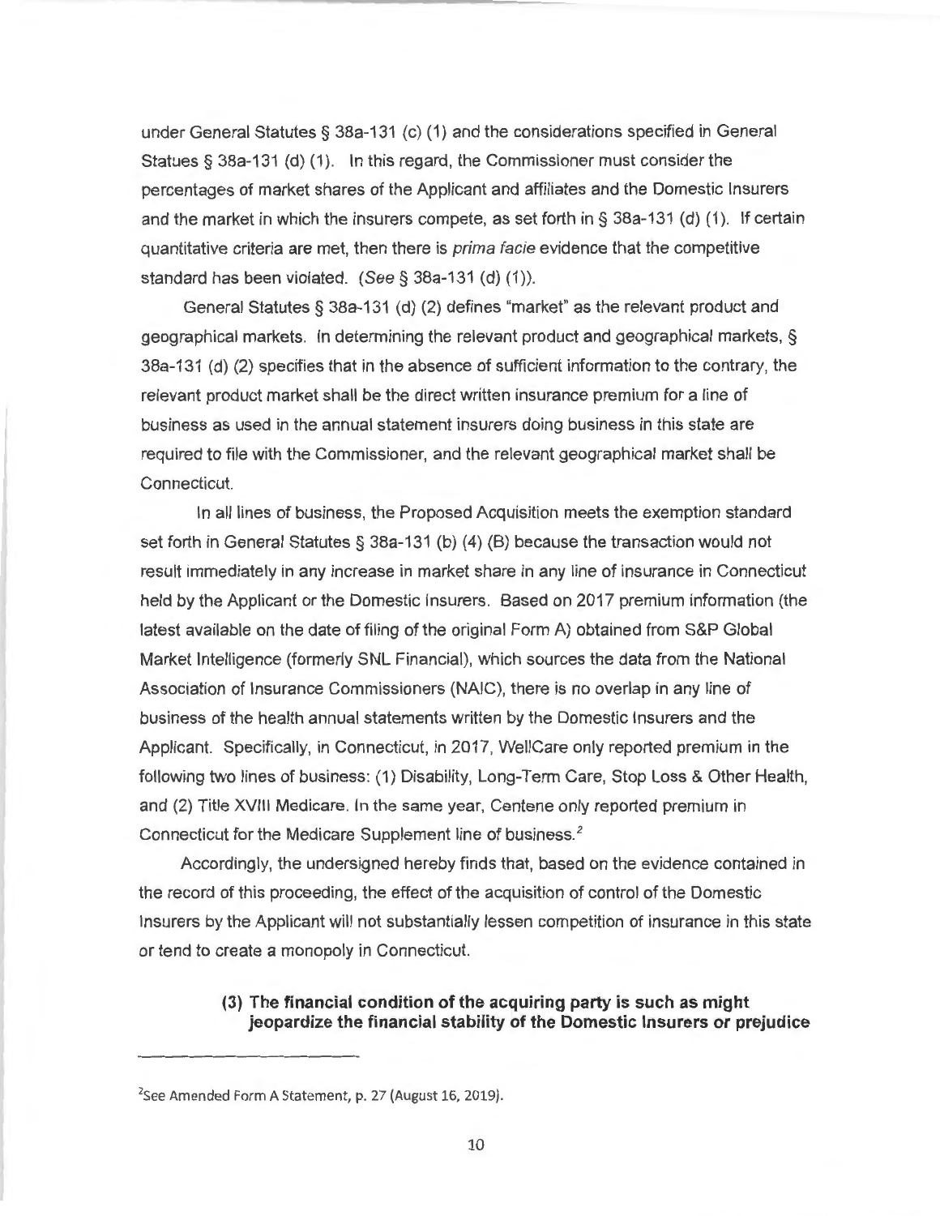under General Statutes § 38a-131 (c) (1) and the considerations specified in General Statues § 38a-131 (d) (1). In this regard, the Commissioner must consider the percentages of market shares of the Applicant and affiliates and the Domestic Insurers and the market in which the insurers compete, as set forth in § 38a-131 (d) (1). If certain quantitative criteria are met, then there is *prima facie* evidence that the competitive standard has been violated. (*See* § 38a-131 (d) (1)).

General Statutes § 38a-131 (d) (2) defines "market" as the relevant product and geographical markets. In determining the relevant product and geographical markets, § 38a-131 (d) (2) specifies that in the absence of sufficient information to the contrary, the relevant product market shall be the direct written insurance premium for a line of business as used in the annual statement insurers doing business in this state are required to file with the Commissioner, and the relevant geographical market shall be Connecticut.

In all lines of business, the Proposed Acquisition meets the exemption standard set forth in General Statutes § 38a-131 (b) (4) (B) because the transaction would not result immediately in any increase in market share in any line of insurance in Connecticut held by the Applicant or the Domestic Insurers. Based on 2017 premium information (the latest available on the date of filing of the original Form A) obtained from S&P Global Market Intelligence (formerly SNL Financial), which sources the data from the National Association of Insurance Commissioners (NAIC), there is no overlap in any line of business of the health annual statements written by the Domestic Insurers and the Applicant. Specifically, in Connecticut, in 2017, WellCare only reported premium in the following two lines of business: (1) Disability, Long-Term Care, Stop Loss & Other Health, and (2) Title XVIII Medicare. In the same year, Centene only reported premium in Connecticut for the Medicare Supplement line of business.[2]

Accordingly, the undersigned hereby finds that, based on the evidence contained in the record of this proceeding, the effect of the acquisition of control of the Domestic Insurers by the Applicant will not substantially lessen competition of insurance in this state or tend to create a monopoly in Connecticut.

**(3) The financial condition of the acquiring party is such as might jeopardize the financial stability of the Domestic Insurers or prejudice**

[2] See Amended Form A Statement, p. 27 (August 16, 2019).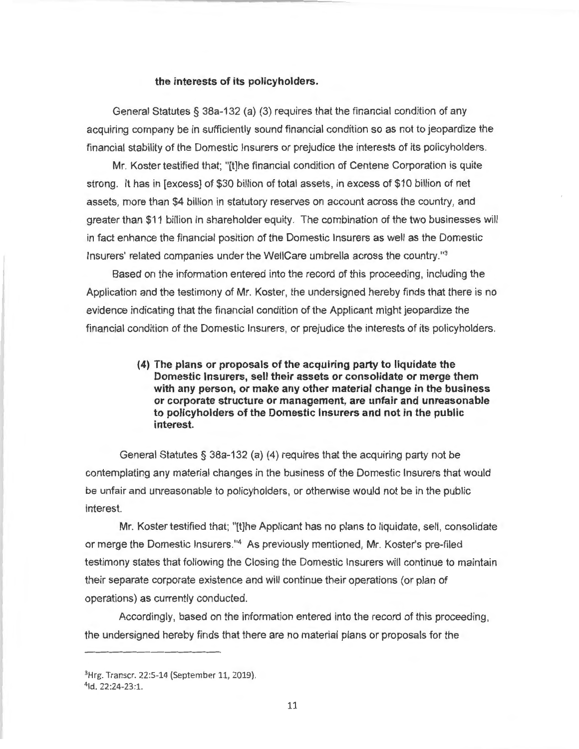**the interests of its policyholders.**

General Statutes § 38a-132 (a) (3) requires that the financial condition of any acquiring company be in sufficiently sound financial condition so as not to jeopardize the financial stability of the Domestic Insurers or prejudice the interests of its policyholders.

Mr. Koster testified that; "[t]he financial condition of Centene Corporation is quite strong. It has in [excess] of $30 billion of total assets, in excess of $10 billion of net assets, more than $4 billion in statutory reserves on account across the country, and greater than $11 billion in shareholder equity. The combination of the two businesses will in fact enhance the financial position of the Domestic Insurers as well as the Domestic Insurers' related companies under the WellCare umbrella across the country."[3]

Based on the information entered into the record of this proceeding, including the Application and the testimony of Mr. Koster, the undersigned hereby finds that there is no evidence indicating that the financial condition of the Applicant might jeopardize the financial condition of the Domestic Insurers, or prejudice the interests of its policyholders.

> **(4) The plans or proposals of the acquiring party to liquidate the Domestic Insurers, sell their assets or consolidate or merge them with any person, or make any other material change in the business or corporate structure or management, are unfair and unreasonable to policyholders of the Domestic Insurers and not in the public interest.**

General Statutes § 38a-132 (a) (4) requires that the acquiring party not be contemplating any material changes in the business of the Domestic Insurers that would be unfair and unreasonable to policyholders, or otherwise would not be in the public interest.

Mr. Koster testified that; "[t]he Applicant has no plans to liquidate, sell, consolidate or merge the Domestic Insurers."[4] As previously mentioned, Mr. Koster's pre-filed testimony states that following the Closing the Domestic Insurers will continue to maintain their separate corporate existence and will continue their operations (or plan of operations) as currently conducted.

Accordingly, based on the information entered into the record of this proceeding, the undersigned hereby finds that there are no material plans or proposals for the

---

[3] Hrg. Transcr. 22:5-14 (September 11, 2019).

[4] Id. 22:24-23:1.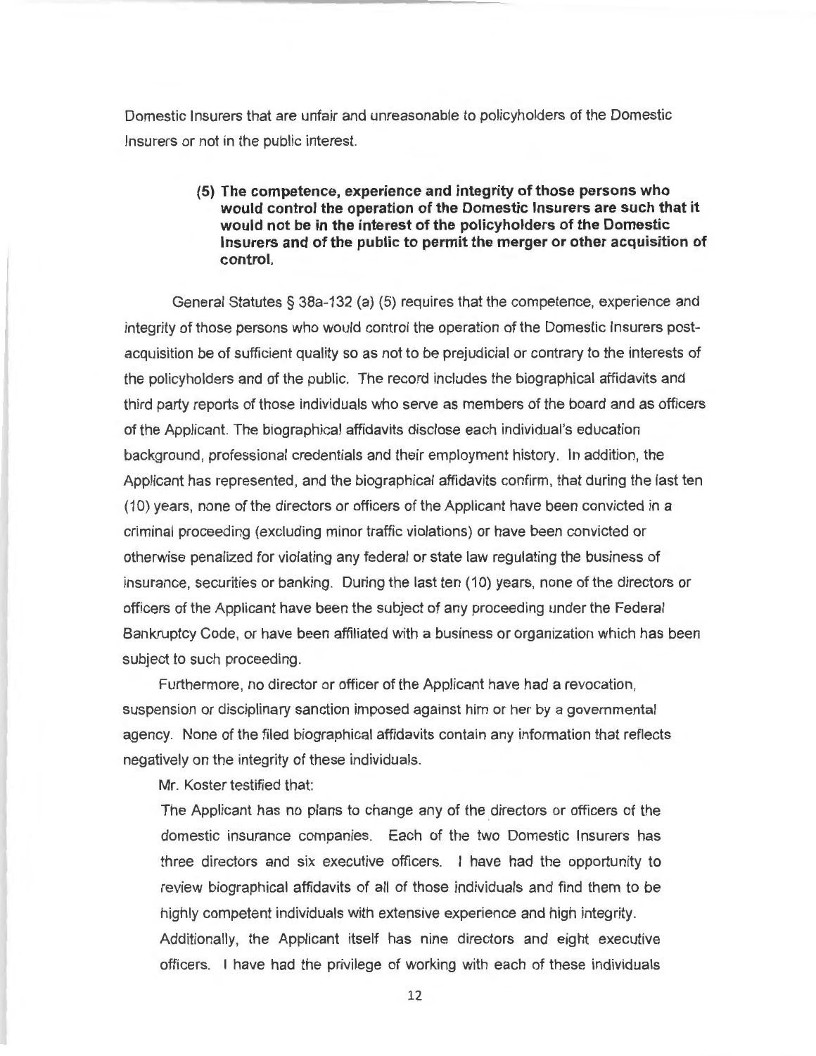Domestic Insurers that are unfair and unreasonable to policyholders of the Domestic Insurers or not in the public interest.

> **(5) The competence, experience and integrity of those persons who would control the operation of the Domestic Insurers are such that it would not be in the interest of the policyholders of the Domestic Insurers and of the public to permit the merger or other acquisition of control.**

General Statutes § 38a-132 (a) (5) requires that the competence, experience and integrity of those persons who would control the operation of the Domestic Insurers post-acquisition be of sufficient quality so as not to be prejudicial or contrary to the interests of the policyholders and of the public. The record includes the biographical affidavits and third party reports of those individuals who serve as members of the board and as officers of the Applicant. The biographical affidavits disclose each individual's education background, professional credentials and their employment history. In addition, the Applicant has represented, and the biographical affidavits confirm, that during the last ten (10) years, none of the directors or officers of the Applicant have been convicted in a criminal proceeding (excluding minor traffic violations) or have been convicted or otherwise penalized for violating any federal or state law regulating the business of insurance, securities or banking. During the last ten (10) years, none of the directors or officers of the Applicant have been the subject of any proceeding under the Federal Bankruptcy Code, or have been affiliated with a business or organization which has been subject to such proceeding.

Furthermore, no director or officer of the Applicant have had a revocation, suspension or disciplinary sanction imposed against him or her by a governmental agency. None of the filed biographical affidavits contain any information that reflects negatively on the integrity of these individuals.

Mr. Koster testified that:

> The Applicant has no plans to change any of the directors or officers of the domestic insurance companies. Each of the two Domestic Insurers has three directors and six executive officers. I have had the opportunity to review biographical affidavits of all of those individuals and find them to be highly competent individuals with extensive experience and high integrity. Additionally, the Applicant itself has nine directors and eight executive officers. I have had the privilege of working with each of these individuals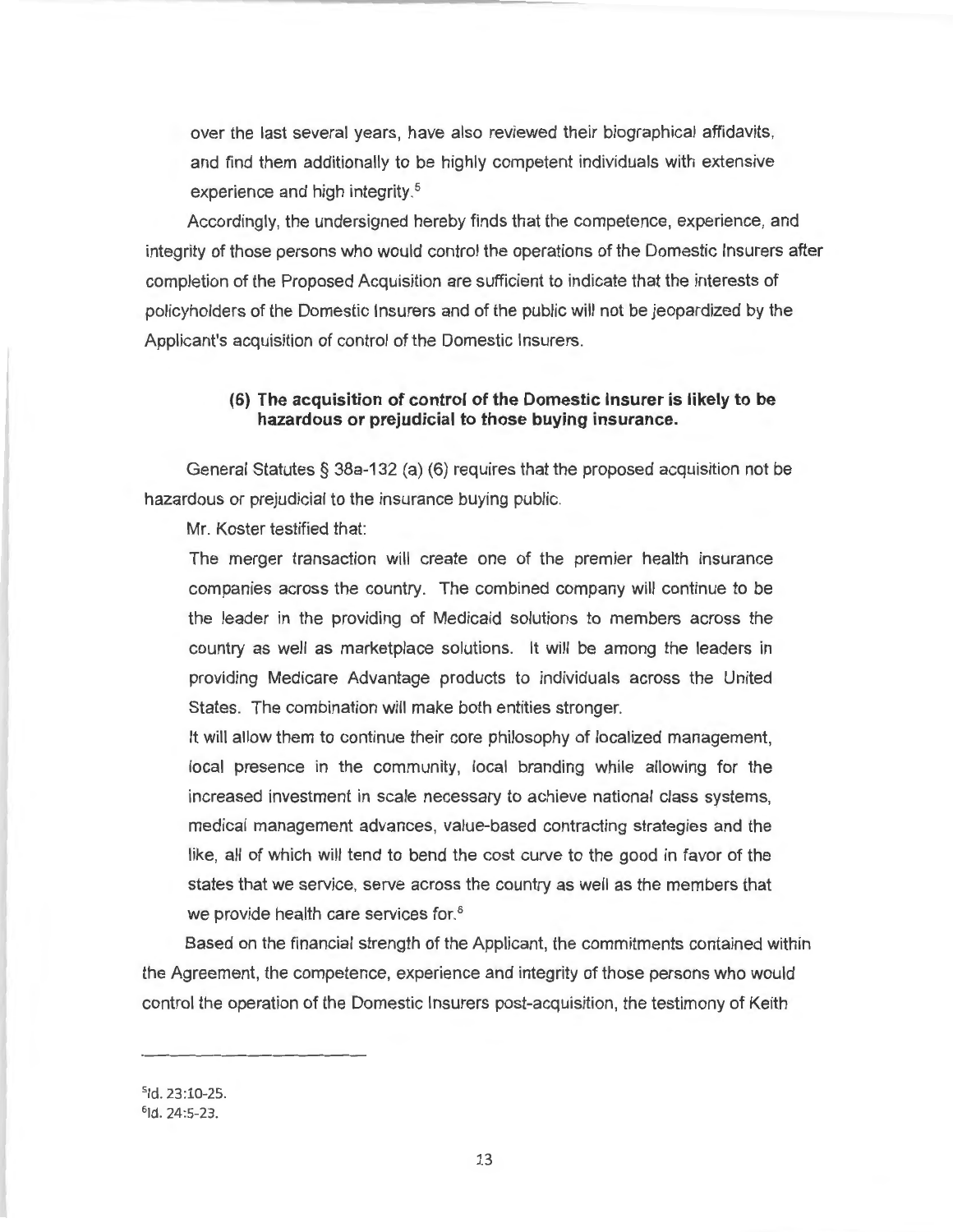over the last several years, have also reviewed their biographical affidavits, and find them additionally to be highly competent individuals with extensive experience and high integrity.[5]

Accordingly, the undersigned hereby finds that the competence, experience, and integrity of those persons who would control the operations of the Domestic Insurers after completion of the Proposed Acquisition are sufficient to indicate that the interests of policyholders of the Domestic Insurers and of the public will not be jeopardized by the Applicant's acquisition of control of the Domestic Insurers.

**(6) The acquisition of control of the Domestic Insurer is likely to be hazardous or prejudicial to those buying insurance.**

General Statutes § 38a-132 (a) (6) requires that the proposed acquisition not be hazardous or prejudicial to the insurance buying public.

Mr. Koster testified that:

> The merger transaction will create one of the premier health insurance companies across the country. The combined company will continue to be the leader in the providing of Medicaid solutions to members across the country as well as marketplace solutions. It will be among the leaders in providing Medicare Advantage products to individuals across the United States. The combination will make both entities stronger.
>
> It will allow them to continue their core philosophy of localized management, local presence in the community, local branding while allowing for the increased investment in scale necessary to achieve national class systems, medical management advances, value-based contracting strategies and the like, all of which will tend to bend the cost curve to the good in favor of the states that we service, serve across the country as well as the members that we provide health care services for.[6]

Based on the financial strength of the Applicant, the commitments contained within the Agreement, the competence, experience and integrity of those persons who would control the operation of the Domestic Insurers post-acquisition, the testimony of Keith

---

[5] Id. 23:10-25.
[6] Id. 24:5-23.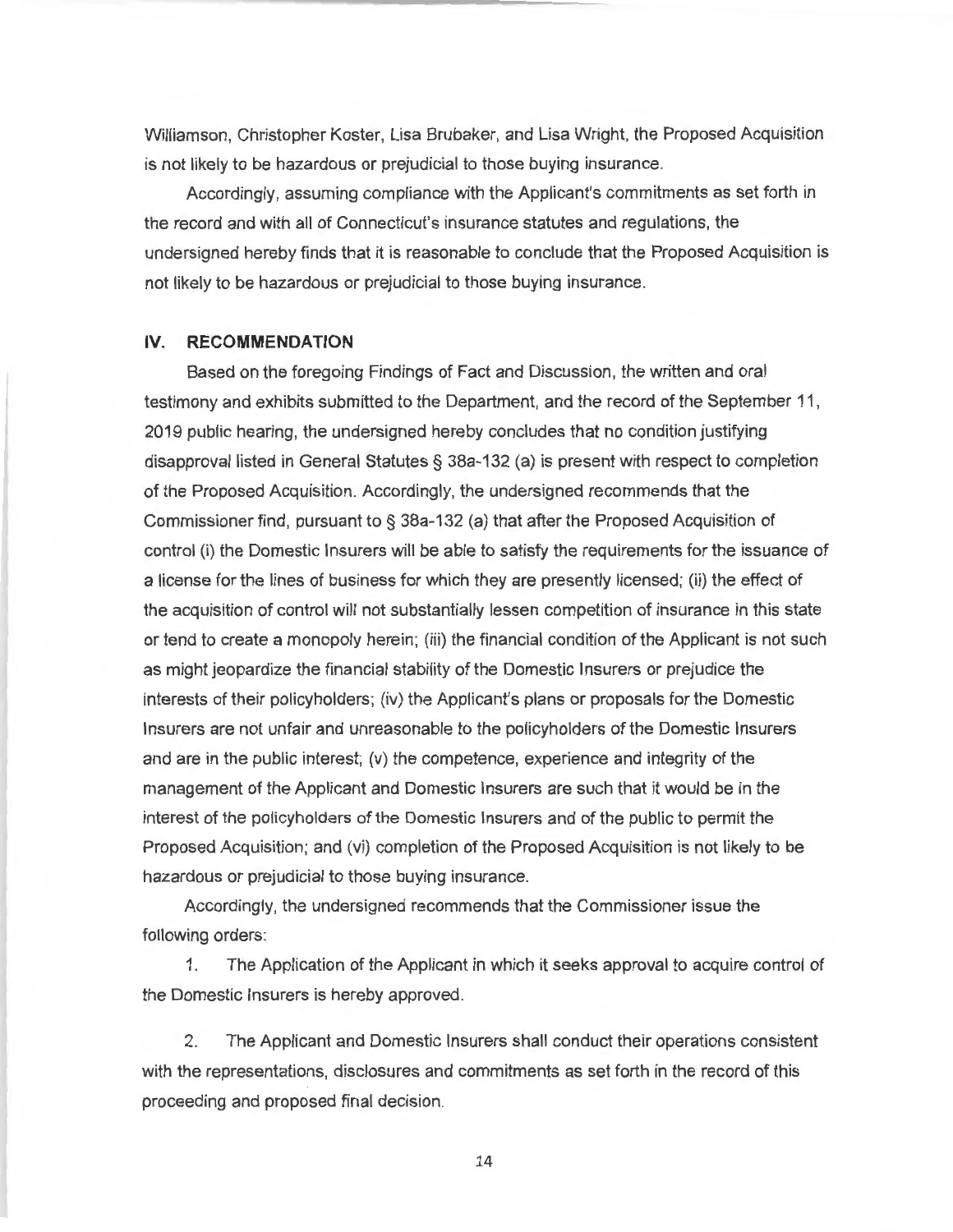Williamson, Christopher Koster, Lisa Brubaker, and Lisa Wright, the Proposed Acquisition is not likely to be hazardous or prejudicial to those buying insurance.

Accordingly, assuming compliance with the Applicant's commitments as set forth in the record and with all of Connecticut's insurance statutes and regulations, the undersigned hereby finds that it is reasonable to conclude that the Proposed Acquisition is not likely to be hazardous or prejudicial to those buying insurance.

## IV. RECOMMENDATION

Based on the foregoing Findings of Fact and Discussion, the written and oral testimony and exhibits submitted to the Department, and the record of the September 11, 2019 public hearing, the undersigned hereby concludes that no condition justifying disapproval listed in General Statutes § 38a-132 (a) is present with respect to completion of the Proposed Acquisition. Accordingly, the undersigned recommends that the Commissioner find, pursuant to § 38a-132 (a) that after the Proposed Acquisition of control (i) the Domestic Insurers will be able to satisfy the requirements for the issuance of a license for the lines of business for which they are presently licensed; (ii) the effect of the acquisition of control will not substantially lessen competition of insurance in this state or tend to create a monopoly herein; (iii) the financial condition of the Applicant is not such as might jeopardize the financial stability of the Domestic Insurers or prejudice the interests of their policyholders; (iv) the Applicant's plans or proposals for the Domestic Insurers are not unfair and unreasonable to the policyholders of the Domestic Insurers and are in the public interest; (v) the competence, experience and integrity of the management of the Applicant and Domestic Insurers are such that it would be in the interest of the policyholders of the Domestic Insurers and of the public to permit the Proposed Acquisition; and (vi) completion of the Proposed Acquisition is not likely to be hazardous or prejudicial to those buying insurance.

Accordingly, the undersigned recommends that the Commissioner issue the following orders:

1. The Application of the Applicant in which it seeks approval to acquire control of the Domestic Insurers is hereby approved.

2. The Applicant and Domestic Insurers shall conduct their operations consistent with the representations, disclosures and commitments as set forth in the record of this proceeding and proposed final decision.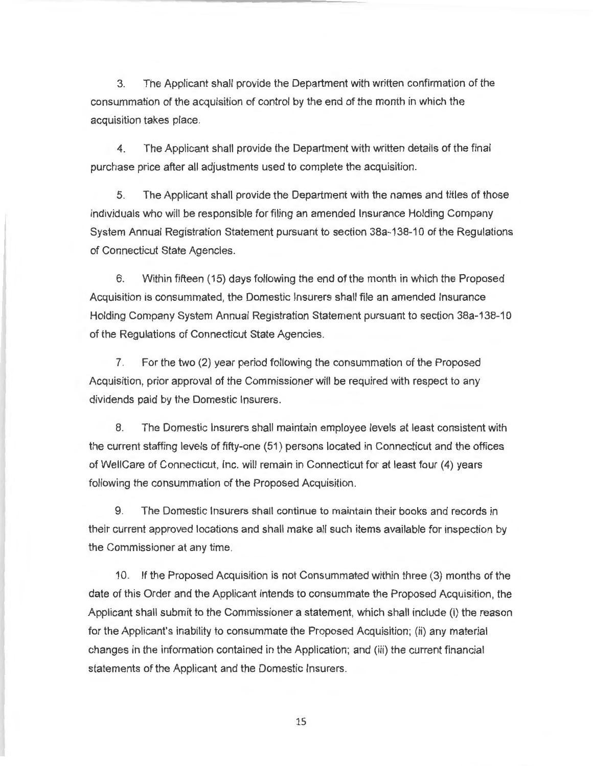3. The Applicant shall provide the Department with written confirmation of the consummation of the acquisition of control by the end of the month in which the acquisition takes place.

4. The Applicant shall provide the Department with written details of the final purchase price after all adjustments used to complete the acquisition.

5. The Applicant shall provide the Department with the names and titles of those individuals who will be responsible for filing an amended Insurance Holding Company System Annual Registration Statement pursuant to section 38a-138-10 of the Regulations of Connecticut State Agencies.

6. Within fifteen (15) days following the end of the month in which the Proposed Acquisition is consummated, the Domestic Insurers shall file an amended Insurance Holding Company System Annual Registration Statement pursuant to section 38a-138-10 of the Regulations of Connecticut State Agencies.

7. For the two (2) year period following the consummation of the Proposed Acquisition, prior approval of the Commissioner will be required with respect to any dividends paid by the Domestic Insurers.

8. The Domestic Insurers shall maintain employee levels at least consistent with the current staffing levels of fifty-one (51) persons located in Connecticut and the offices of WellCare of Connecticut, Inc. will remain in Connecticut for at least four (4) years following the consummation of the Proposed Acquisition.

9. The Domestic Insurers shall continue to maintain their books and records in their current approved locations and shall make all such items available for inspection by the Commissioner at any time.

10. If the Proposed Acquisition is not Consummated within three (3) months of the date of this Order and the Applicant intends to consummate the Proposed Acquisition, the Applicant shall submit to the Commissioner a statement, which shall include (i) the reason for the Applicant's inability to consummate the Proposed Acquisition; (ii) any material changes in the information contained in the Application; and (iii) the current financial statements of the Applicant and the Domestic Insurers.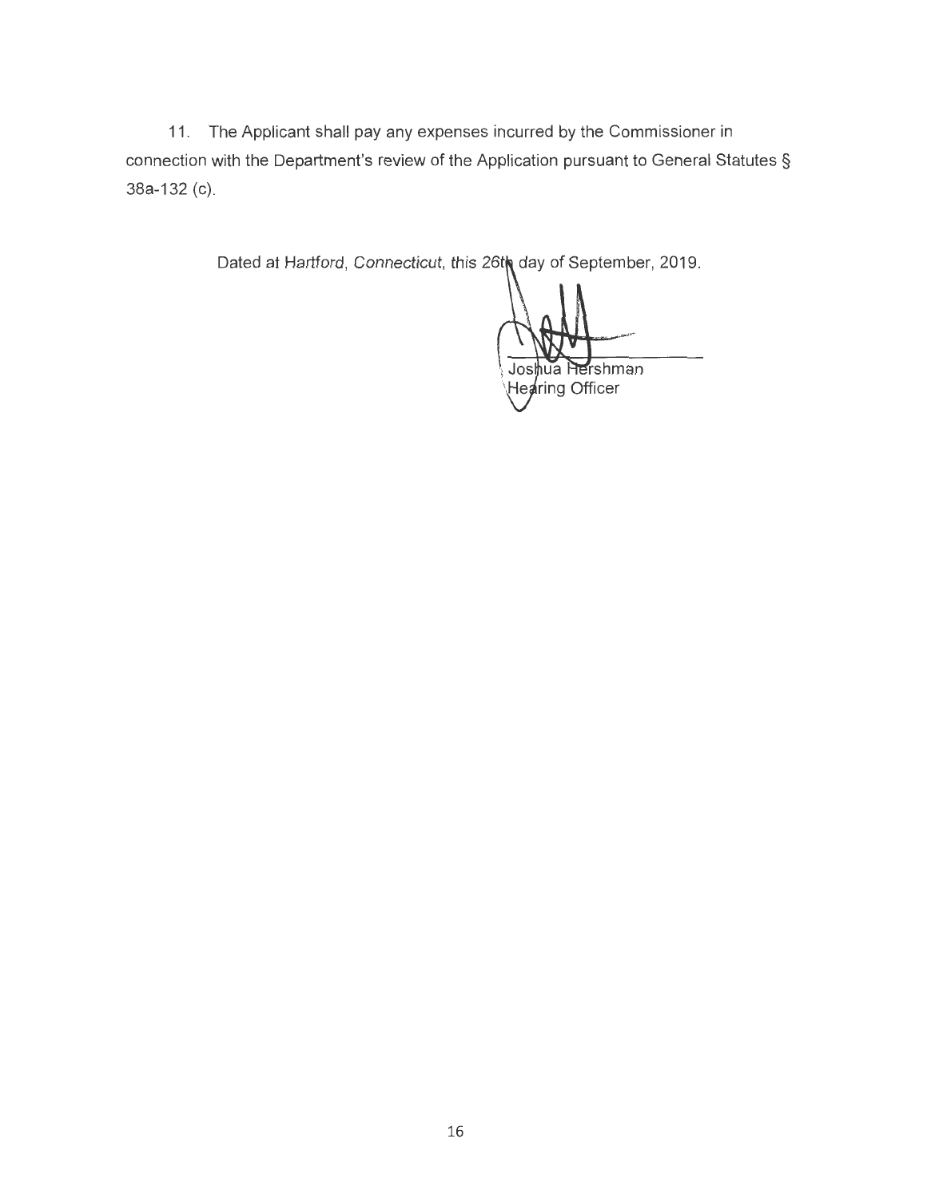11. The Applicant shall pay any expenses incurred by the Commissioner in connection with the Department's review of the Application pursuant to General Statutes § 38a-132 (c).

Dated at Hartford, Connecticut, this 26th day of September, 2019.

Joshua Hershman
Hearing Officer